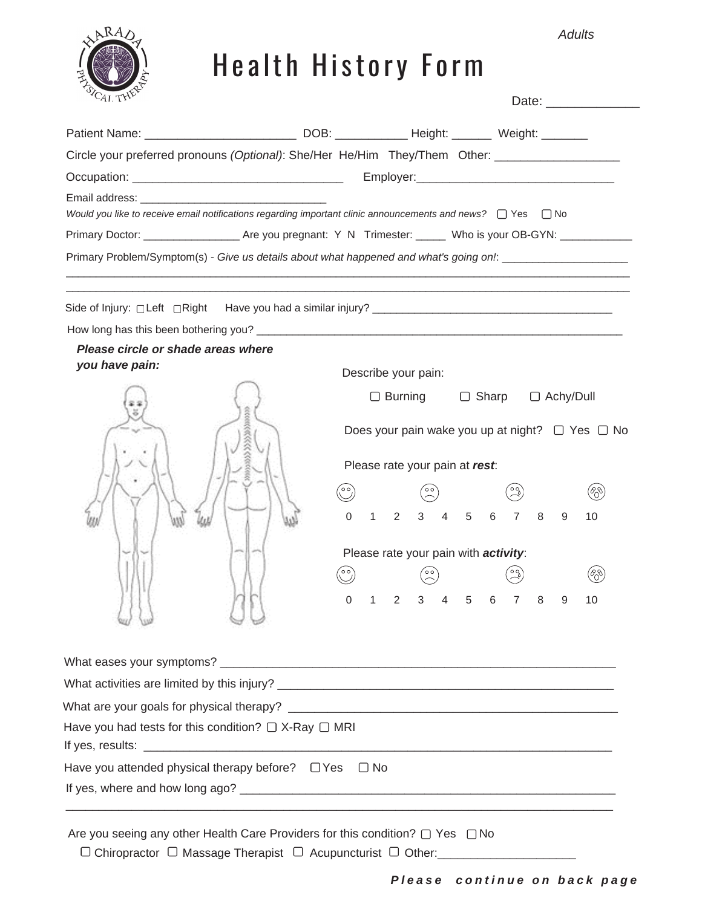*Adults*

# Health History Form

Date: _____________

Patient Name: _______________________ DOB: ___________ Height: ______ Weight: _______

Circle your preferred pronouns *(Optional)*: She/Her He/Him They/Them Other: ___________________

Occupation: ________________________________ Employer:______________________________

Email address: ______________________________

*Would you like to receive email notifications regarding important clinic announcements and news?* ☐ Yes ☐ No

Primary Doctor: ________________ Are you pregnant: Y N Trimester: _____ Who is your OB-GYN: ____________

Primary Problem/Symptom(s) - *Give us details about what happened and what's going on!*: ____________________

_____________________________________________________________________________________________

_____________________________________________________________________________________________

Side of Injury: ☐ Left ☐ Right Have you had a similar injury? _______________________________________

How long has this been bothering you? ______________________________________________________________

***Please circle or shade areas where you have pain:***

Describe your pain:

☐ Burning ☐ Sharp ☐ Achy/Dull

Does your pain wake you up at night? ☐ Yes ☐ No

Please rate your pain at ***rest***:

0 1 2 3 4 5 6 7 8 9 10

Please rate your pain with ***activity***:

0 1 2 3 4 5 6 7 8 9 10

What eases your symptoms? ____________________________________________________________

What activities are limited by this injury? ___________________________________________________

What are your goals for physical therapy? ___________________________________________________

Have you had tests for this condition? ☐ X-Ray ☐ MRI

If yes, results: _________________________________________________________________________

Have you attended physical therapy before? ☐ Yes ☐ No

If yes, where and how long ago? __________________________________________________________

_____________________________________________________________________________________

Are you seeing any other Health Care Providers for this condition? ☐ Yes ☐ No

☐ Chiropractor ☐ Massage Therapist ☐ Acupuncturist ☐ Other:_____________________

***Please continue on back page***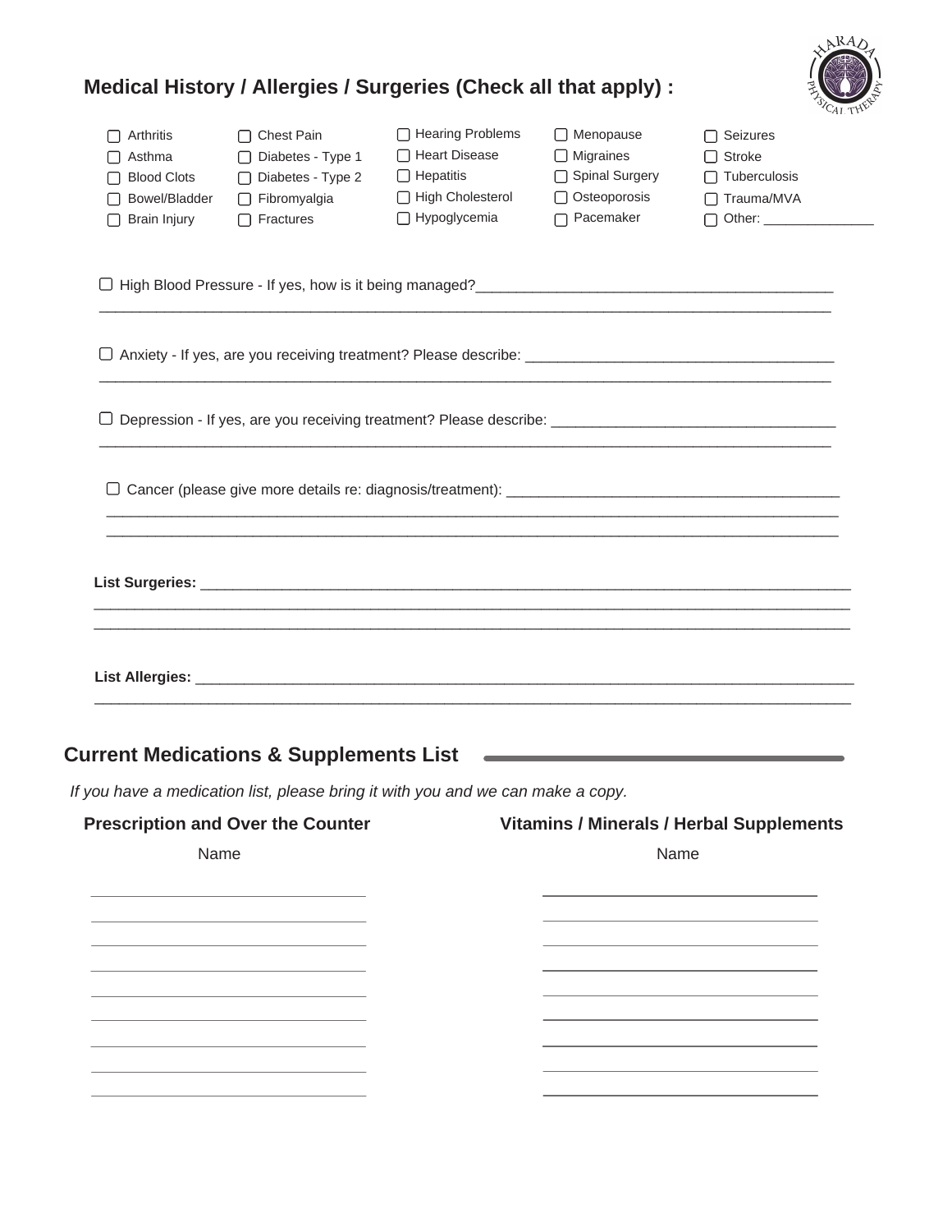## Medical History / Allergies / Surgeries (Check all that apply) :

- ☐ Arthritis
- ☐ Asthma
- ☐ Blood Clots
- ☐ Bowel/Bladder
- ☐ Brain Injury
- ☐ Chest Pain
- ☐ Diabetes - Type 1
- ☐ Diabetes - Type 2
- ☐ Fibromyalgia
- ☐ Fractures
- ☐ Hearing Problems
- ☐ Heart Disease
- ☐ Hepatitis
- ☐ High Cholesterol
- ☐ Hypoglycemia
- ☐ Menopause
- ☐ Migraines
- ☐ Spinal Surgery
- ☐ Osteoporosis
- ☐ Pacemaker
- ☐ Seizures
- ☐ Stroke
- ☐ Tuberculosis
- ☐ Trauma/MVA
- ☐ Other: _______________

☐ High Blood Pressure - If yes, how is it being managed?____________________________________________
_____________________________________________________________________________________________

☐ Anxiety - If yes, are you receiving treatment? Please describe: ______________________________________
_____________________________________________________________________________________________

☐ Depression - If yes, are you receiving treatment? Please describe: ___________________________________
_____________________________________________________________________________________________

☐ Cancer (please give more details re: diagnosis/treatment): __________________________________________
_____________________________________________________________________________________________
_____________________________________________________________________________________________

**List Surgeries:** _____________________________________________________________________________
_____________________________________________________________________________________________
_____________________________________________________________________________________________

**List Allergies:** _____________________________________________________________________________
_____________________________________________________________________________________________

## Current Medications & Supplements List

*If you have a medication list, please bring it with you and we can make a copy.*

| **Prescription and Over the Counter** | **Vitamins / Minerals / Herbal Supplements** |
| --- | --- |
| Name | Name |
| | |
| | |
| | |
| | |
| | |
| | |
| | |
| | |
| | |